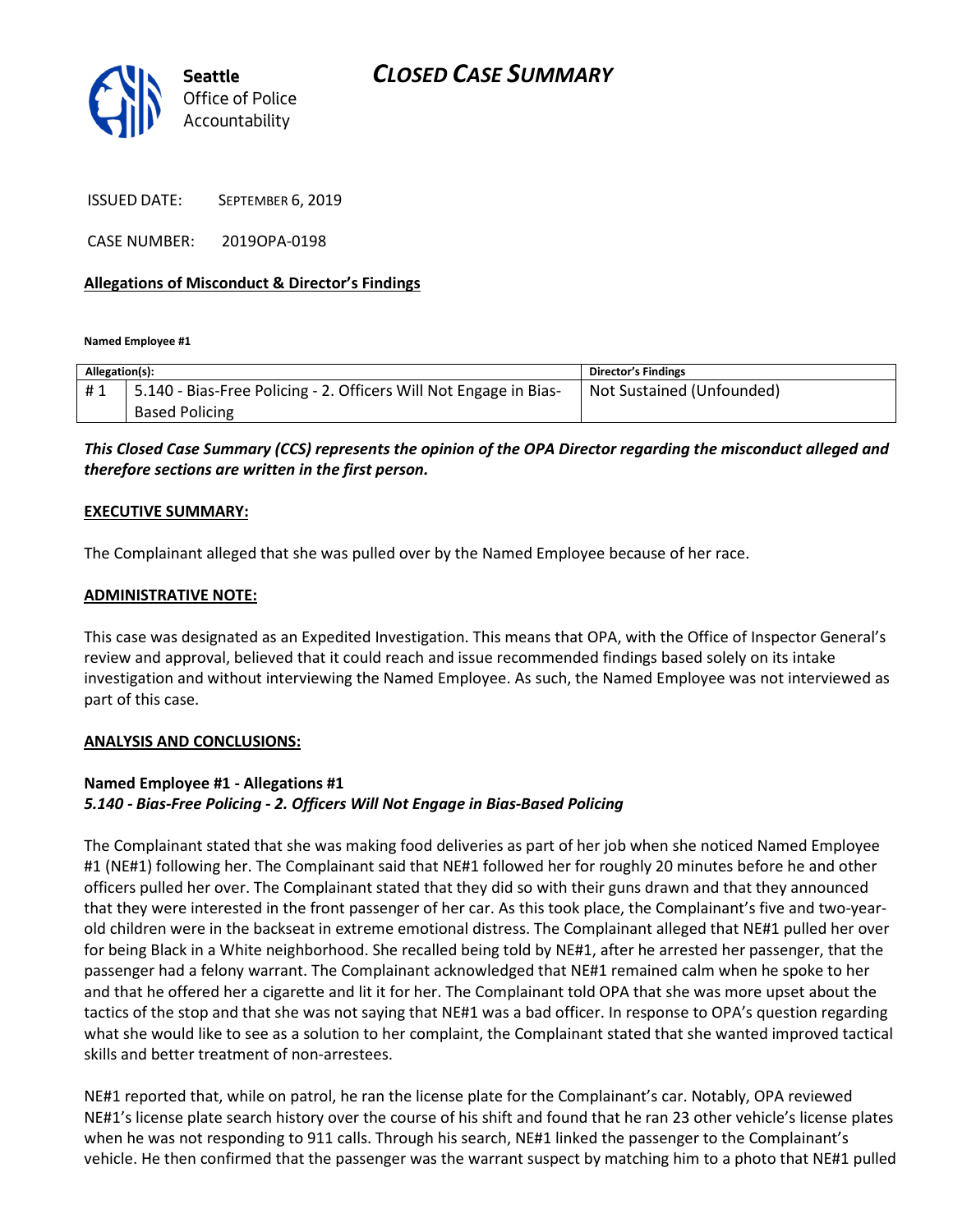# CLOSED CASE SUMMARY

**Seattle**
Office of Police
Accountability

ISSUED DATE: SEPTEMBER 6, 2019

CASE NUMBER: 2019OPA-0198

**Allegations of Misconduct & Director's Findings**

**Named Employee #1**

| Allegation(s): | | Director's Findings |
|---|---|---|
| # 1 | 5.140 - Bias-Free Policing - 2. Officers Will Not Engage in Bias-Based Policing | Not Sustained (Unfounded) |

***This Closed Case Summary (CCS) represents the opinion of the OPA Director regarding the misconduct alleged and therefore sections are written in the first person.***

**EXECUTIVE SUMMARY:**

The Complainant alleged that she was pulled over by the Named Employee because of her race.

**ADMINISTRATIVE NOTE:**

This case was designated as an Expedited Investigation. This means that OPA, with the Office of Inspector General's review and approval, believed that it could reach and issue recommended findings based solely on its intake investigation and without interviewing the Named Employee. As such, the Named Employee was not interviewed as part of this case.

**ANALYSIS AND CONCLUSIONS:**

**Named Employee #1 - Allegations #1**
***5.140 - Bias-Free Policing - 2. Officers Will Not Engage in Bias-Based Policing***

The Complainant stated that she was making food deliveries as part of her job when she noticed Named Employee #1 (NE#1) following her. The Complainant said that NE#1 followed her for roughly 20 minutes before he and other officers pulled her over. The Complainant stated that they did so with their guns drawn and that they announced that they were interested in the front passenger of her car. As this took place, the Complainant's five and two-year-old children were in the backseat in extreme emotional distress. The Complainant alleged that NE#1 pulled her over for being Black in a White neighborhood. She recalled being told by NE#1, after he arrested her passenger, that the passenger had a felony warrant. The Complainant acknowledged that NE#1 remained calm when he spoke to her and that he offered her a cigarette and lit it for her. The Complainant told OPA that she was more upset about the tactics of the stop and that she was not saying that NE#1 was a bad officer. In response to OPA's question regarding what she would like to see as a solution to her complaint, the Complainant stated that she wanted improved tactical skills and better treatment of non-arrestees.

NE#1 reported that, while on patrol, he ran the license plate for the Complainant's car. Notably, OPA reviewed NE#1's license plate search history over the course of his shift and found that he ran 23 other vehicle's license plates when he was not responding to 911 calls. Through his search, NE#1 linked the passenger to the Complainant's vehicle. He then confirmed that the passenger was the warrant suspect by matching him to a photo that NE#1 pulled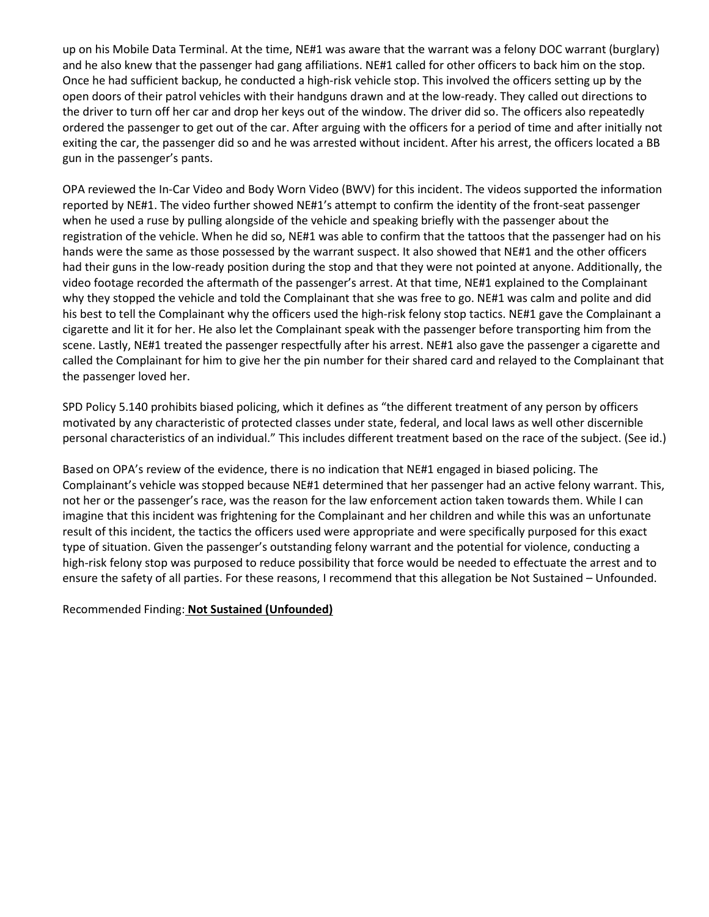up on his Mobile Data Terminal. At the time, NE#1 was aware that the warrant was a felony DOC warrant (burglary) and he also knew that the passenger had gang affiliations. NE#1 called for other officers to back him on the stop. Once he had sufficient backup, he conducted a high-risk vehicle stop. This involved the officers setting up by the open doors of their patrol vehicles with their handguns drawn and at the low-ready. They called out directions to the driver to turn off her car and drop her keys out of the window. The driver did so. The officers also repeatedly ordered the passenger to get out of the car. After arguing with the officers for a period of time and after initially not exiting the car, the passenger did so and he was arrested without incident. After his arrest, the officers located a BB gun in the passenger's pants.

OPA reviewed the In-Car Video and Body Worn Video (BWV) for this incident. The videos supported the information reported by NE#1. The video further showed NE#1's attempt to confirm the identity of the front-seat passenger when he used a ruse by pulling alongside of the vehicle and speaking briefly with the passenger about the registration of the vehicle. When he did so, NE#1 was able to confirm that the tattoos that the passenger had on his hands were the same as those possessed by the warrant suspect. It also showed that NE#1 and the other officers had their guns in the low-ready position during the stop and that they were not pointed at anyone. Additionally, the video footage recorded the aftermath of the passenger's arrest. At that time, NE#1 explained to the Complainant why they stopped the vehicle and told the Complainant that she was free to go. NE#1 was calm and polite and did his best to tell the Complainant why the officers used the high-risk felony stop tactics. NE#1 gave the Complainant a cigarette and lit it for her. He also let the Complainant speak with the passenger before transporting him from the scene. Lastly, NE#1 treated the passenger respectfully after his arrest. NE#1 also gave the passenger a cigarette and called the Complainant for him to give her the pin number for their shared card and relayed to the Complainant that the passenger loved her.

SPD Policy 5.140 prohibits biased policing, which it defines as "the different treatment of any person by officers motivated by any characteristic of protected classes under state, federal, and local laws as well other discernible personal characteristics of an individual." This includes different treatment based on the race of the subject. (See id.)

Based on OPA's review of the evidence, there is no indication that NE#1 engaged in biased policing. The Complainant's vehicle was stopped because NE#1 determined that her passenger had an active felony warrant. This, not her or the passenger's race, was the reason for the law enforcement action taken towards them. While I can imagine that this incident was frightening for the Complainant and her children and while this was an unfortunate result of this incident, the tactics the officers used were appropriate and were specifically purposed for this exact type of situation. Given the passenger's outstanding felony warrant and the potential for violence, conducting a high-risk felony stop was purposed to reduce possibility that force would be needed to effectuate the arrest and to ensure the safety of all parties. For these reasons, I recommend that this allegation be Not Sustained – Unfounded.

Recommended Finding: **Not Sustained (Unfounded)**